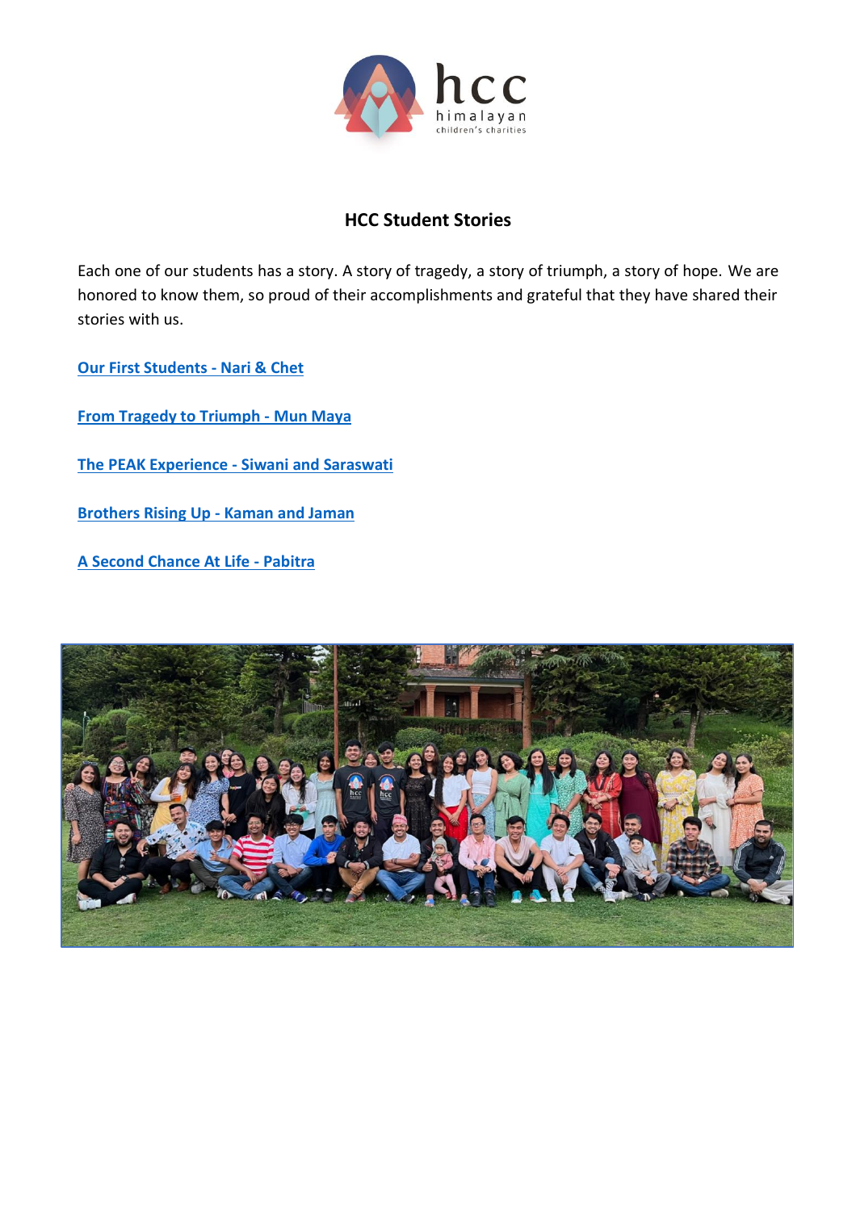# HCC Student Stories

Each one of our students has a story. A story of tragedy, a story of triumph, a story of hope. We are honored to know them, so proud of their accomplishments and grateful that they have shared their stories with us.

**Our First Students - Nari & Chet**

**From Tragedy to Triumph - Mun Maya**

**The PEAK Experience - Siwani and Saraswati**

**Brothers Rising Up - Kaman and Jaman**

**A Second Chance At Life - Pabitra**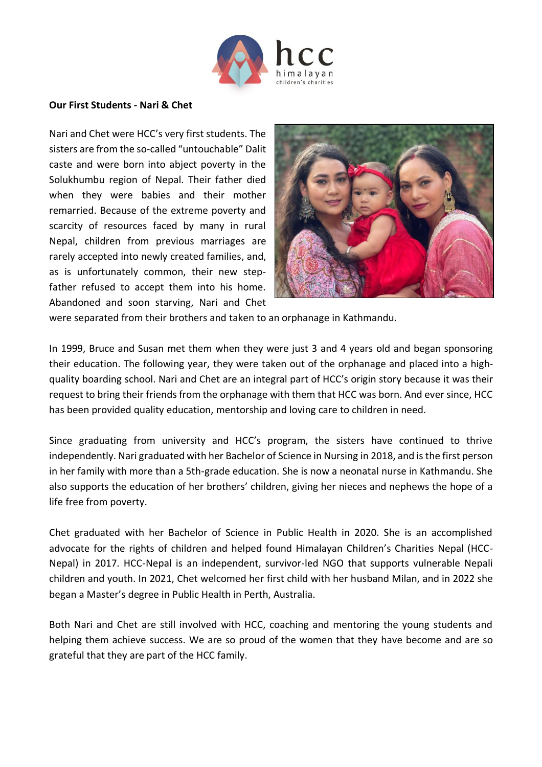**Our First Students - Nari & Chet**

Nari and Chet were HCC's very first students. The sisters are from the so-called "untouchable" Dalit caste and were born into abject poverty in the Solukhumbu region of Nepal. Their father died when they were babies and their mother remarried. Because of the extreme poverty and scarcity of resources faced by many in rural Nepal, children from previous marriages are rarely accepted into newly created families, and, as is unfortunately common, their new step-father refused to accept them into his home. Abandoned and soon starving, Nari and Chet were separated from their brothers and taken to an orphanage in Kathmandu.

In 1999, Bruce and Susan met them when they were just 3 and 4 years old and began sponsoring their education. The following year, they were taken out of the orphanage and placed into a high-quality boarding school. Nari and Chet are an integral part of HCC's origin story because it was their request to bring their friends from the orphanage with them that HCC was born. And ever since, HCC has been provided quality education, mentorship and loving care to children in need.

Since graduating from university and HCC's program, the sisters have continued to thrive independently. Nari graduated with her Bachelor of Science in Nursing in 2018, and is the first person in her family with more than a 5th-grade education. She is now a neonatal nurse in Kathmandu. She also supports the education of her brothers' children, giving her nieces and nephews the hope of a life free from poverty.

Chet graduated with her Bachelor of Science in Public Health in 2020. She is an accomplished advocate for the rights of children and helped found Himalayan Children's Charities Nepal (HCC-Nepal) in 2017. HCC-Nepal is an independent, survivor-led NGO that supports vulnerable Nepali children and youth. In 2021, Chet welcomed her first child with her husband Milan, and in 2022 she began a Master's degree in Public Health in Perth, Australia.

Both Nari and Chet are still involved with HCC, coaching and mentoring the young students and helping them achieve success. We are so proud of the women that they have become and are so grateful that they are part of the HCC family.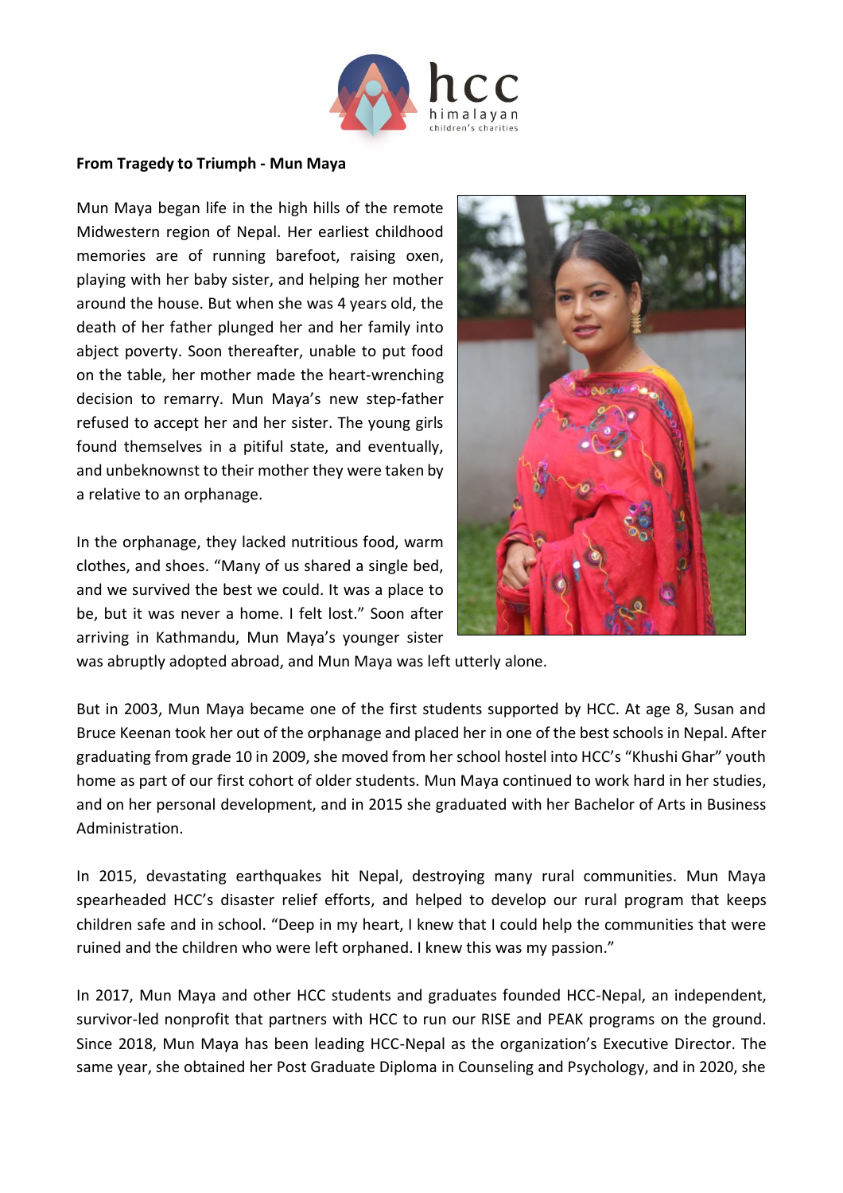**From Tragedy to Triumph - Mun Maya**

Mun Maya began life in the high hills of the remote Midwestern region of Nepal. Her earliest childhood memories are of running barefoot, raising oxen, playing with her baby sister, and helping her mother around the house. But when she was 4 years old, the death of her father plunged her and her family into abject poverty. Soon thereafter, unable to put food on the table, her mother made the heart-wrenching decision to remarry. Mun Maya's new step-father refused to accept her and her sister. The young girls found themselves in a pitiful state, and eventually, and unbeknownst to their mother they were taken by a relative to an orphanage.

In the orphanage, they lacked nutritious food, warm clothes, and shoes. "Many of us shared a single bed, and we survived the best we could. It was a place to be, but it was never a home. I felt lost." Soon after arriving in Kathmandu, Mun Maya's younger sister was abruptly adopted abroad, and Mun Maya was left utterly alone.

But in 2003, Mun Maya became one of the first students supported by HCC. At age 8, Susan and Bruce Keenan took her out of the orphanage and placed her in one of the best schools in Nepal. After graduating from grade 10 in 2009, she moved from her school hostel into HCC's "Khushi Ghar" youth home as part of our first cohort of older students. Mun Maya continued to work hard in her studies, and on her personal development, and in 2015 she graduated with her Bachelor of Arts in Business Administration.

In 2015, devastating earthquakes hit Nepal, destroying many rural communities. Mun Maya spearheaded HCC's disaster relief efforts, and helped to develop our rural program that keeps children safe and in school. "Deep in my heart, I knew that I could help the communities that were ruined and the children who were left orphaned. I knew this was my passion."

In 2017, Mun Maya and other HCC students and graduates founded HCC-Nepal, an independent, survivor-led nonprofit that partners with HCC to run our RISE and PEAK programs on the ground. Since 2018, Mun Maya has been leading HCC-Nepal as the organization's Executive Director. The same year, she obtained her Post Graduate Diploma in Counseling and Psychology, and in 2020, she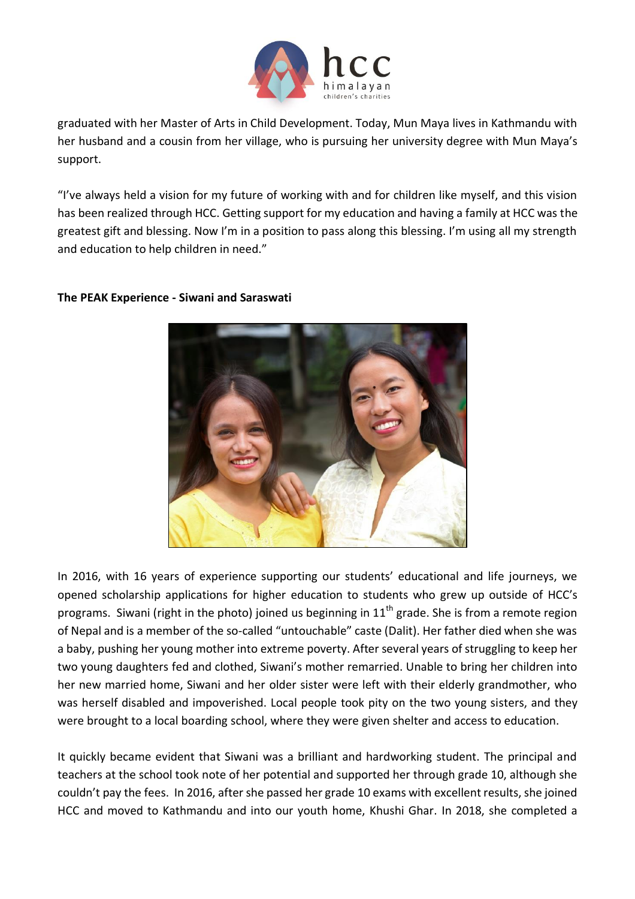graduated with her Master of Arts in Child Development. Today, Mun Maya lives in Kathmandu with her husband and a cousin from her village, who is pursuing her university degree with Mun Maya's support.

"I've always held a vision for my future of working with and for children like myself, and this vision has been realized through HCC. Getting support for my education and having a family at HCC was the greatest gift and blessing. Now I'm in a position to pass along this blessing. I'm using all my strength and education to help children in need."

**The PEAK Experience - Siwani and Saraswati**

In 2016, with 16 years of experience supporting our students' educational and life journeys, we opened scholarship applications for higher education to students who grew up outside of HCC's programs. Siwani (right in the photo) joined us beginning in 11th grade. She is from a remote region of Nepal and is a member of the so-called "untouchable" caste (Dalit). Her father died when she was a baby, pushing her young mother into extreme poverty. After several years of struggling to keep her two young daughters fed and clothed, Siwani's mother remarried. Unable to bring her children into her new married home, Siwani and her older sister were left with their elderly grandmother, who was herself disabled and impoverished. Local people took pity on the two young sisters, and they were brought to a local boarding school, where they were given shelter and access to education.

It quickly became evident that Siwani was a brilliant and hardworking student. The principal and teachers at the school took note of her potential and supported her through grade 10, although she couldn't pay the fees. In 2016, after she passed her grade 10 exams with excellent results, she joined HCC and moved to Kathmandu and into our youth home, Khushi Ghar. In 2018, she completed a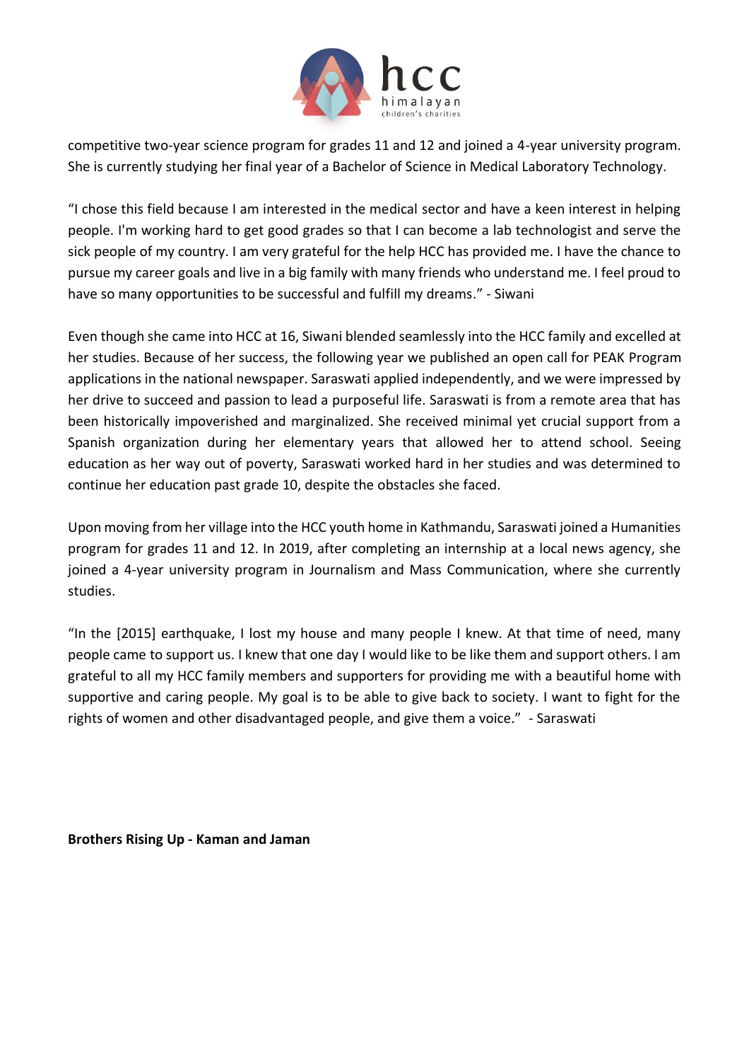competitive two-year science program for grades 11 and 12 and joined a 4-year university program. She is currently studying her final year of a Bachelor of Science in Medical Laboratory Technology.

"I chose this field because I am interested in the medical sector and have a keen interest in helping people. I'm working hard to get good grades so that I can become a lab technologist and serve the sick people of my country. I am very grateful for the help HCC has provided me. I have the chance to pursue my career goals and live in a big family with many friends who understand me. I feel proud to have so many opportunities to be successful and fulfill my dreams." - Siwani

Even though she came into HCC at 16, Siwani blended seamlessly into the HCC family and excelled at her studies. Because of her success, the following year we published an open call for PEAK Program applications in the national newspaper. Saraswati applied independently, and we were impressed by her drive to succeed and passion to lead a purposeful life. Saraswati is from a remote area that has been historically impoverished and marginalized. She received minimal yet crucial support from a Spanish organization during her elementary years that allowed her to attend school. Seeing education as her way out of poverty, Saraswati worked hard in her studies and was determined to continue her education past grade 10, despite the obstacles she faced.

Upon moving from her village into the HCC youth home in Kathmandu, Saraswati joined a Humanities program for grades 11 and 12. In 2019, after completing an internship at a local news agency, she joined a 4-year university program in Journalism and Mass Communication, where she currently studies.

"In the [2015] earthquake, I lost my house and many people I knew. At that time of need, many people came to support us. I knew that one day I would like to be like them and support others. I am grateful to all my HCC family members and supporters for providing me with a beautiful home with supportive and caring people. My goal is to be able to give back to society. I want to fight for the rights of women and other disadvantaged people, and give them a voice." - Saraswati

**Brothers Rising Up - Kaman and Jaman**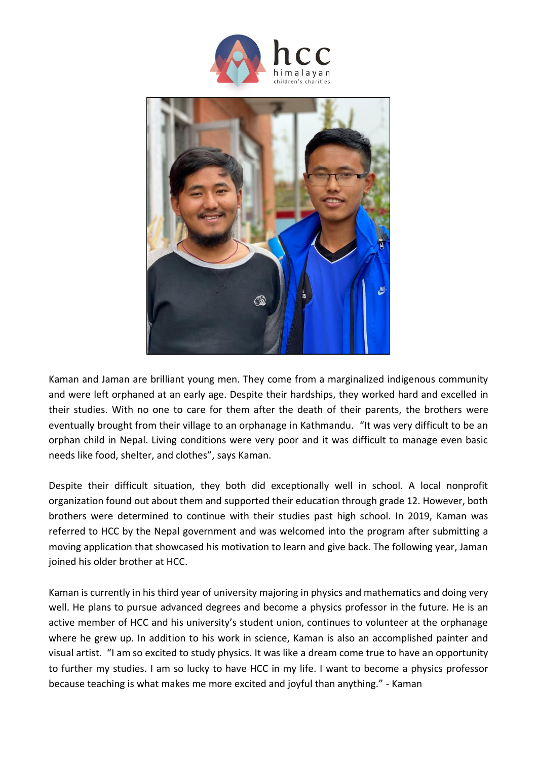Kaman and Jaman are brilliant young men. They come from a marginalized indigenous community and were left orphaned at an early age. Despite their hardships, they worked hard and excelled in their studies. With no one to care for them after the death of their parents, the brothers were eventually brought from their village to an orphanage in Kathmandu. "It was very difficult to be an orphan child in Nepal. Living conditions were very poor and it was difficult to manage even basic needs like food, shelter, and clothes", says Kaman.

Despite their difficult situation, they both did exceptionally well in school. A local nonprofit organization found out about them and supported their education through grade 12. However, both brothers were determined to continue with their studies past high school. In 2019, Kaman was referred to HCC by the Nepal government and was welcomed into the program after submitting a moving application that showcased his motivation to learn and give back. The following year, Jaman joined his older brother at HCC.

Kaman is currently in his third year of university majoring in physics and mathematics and doing very well. He plans to pursue advanced degrees and become a physics professor in the future. He is an active member of HCC and his university's student union, continues to volunteer at the orphanage where he grew up. In addition to his work in science, Kaman is also an accomplished painter and visual artist. "I am so excited to study physics. It was like a dream come true to have an opportunity to further my studies. I am so lucky to have HCC in my life. I want to become a physics professor because teaching is what makes me more excited and joyful than anything." - Kaman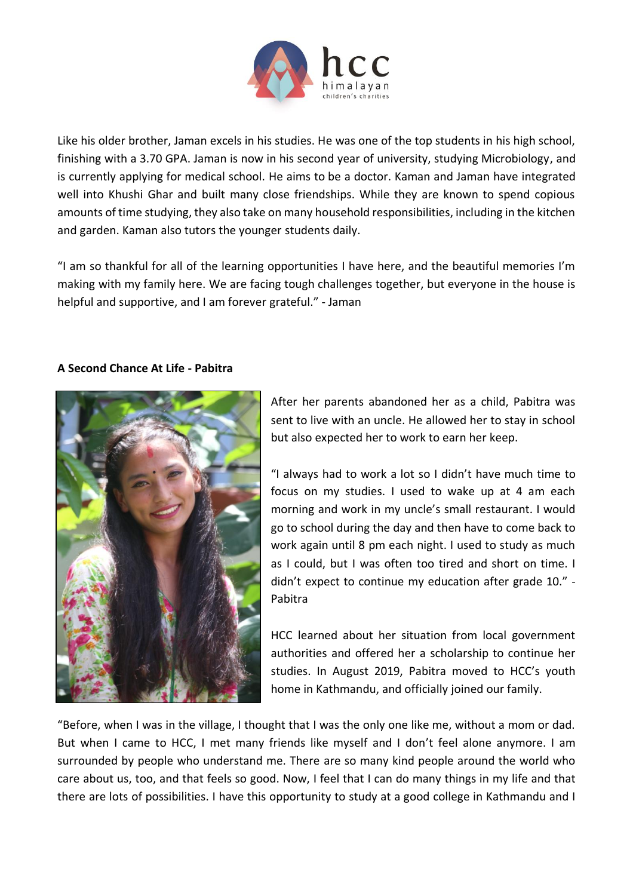Like his older brother, Jaman excels in his studies. He was one of the top students in his high school, finishing with a 3.70 GPA. Jaman is now in his second year of university, studying Microbiology, and is currently applying for medical school. He aims to be a doctor. Kaman and Jaman have integrated well into Khushi Ghar and built many close friendships. While they are known to spend copious amounts of time studying, they also take on many household responsibilities, including in the kitchen and garden. Kaman also tutors the younger students daily.

"I am so thankful for all of the learning opportunities I have here, and the beautiful memories I'm making with my family here. We are facing tough challenges together, but everyone in the house is helpful and supportive, and I am forever grateful." - Jaman

**A Second Chance At Life - Pabitra**

After her parents abandoned her as a child, Pabitra was sent to live with an uncle. He allowed her to stay in school but also expected her to work to earn her keep.

"I always had to work a lot so I didn't have much time to focus on my studies. I used to wake up at 4 am each morning and work in my uncle's small restaurant. I would go to school during the day and then have to come back to work again until 8 pm each night. I used to study as much as I could, but I was often too tired and short on time. I didn't expect to continue my education after grade 10." - Pabitra

HCC learned about her situation from local government authorities and offered her a scholarship to continue her studies. In August 2019, Pabitra moved to HCC's youth home in Kathmandu, and officially joined our family.

"Before, when I was in the village, I thought that I was the only one like me, without a mom or dad. But when I came to HCC, I met many friends like myself and I don't feel alone anymore. I am surrounded by people who understand me. There are so many kind people around the world who care about us, too, and that feels so good. Now, I feel that I can do many things in my life and that there are lots of possibilities. I have this opportunity to study at a good college in Kathmandu and I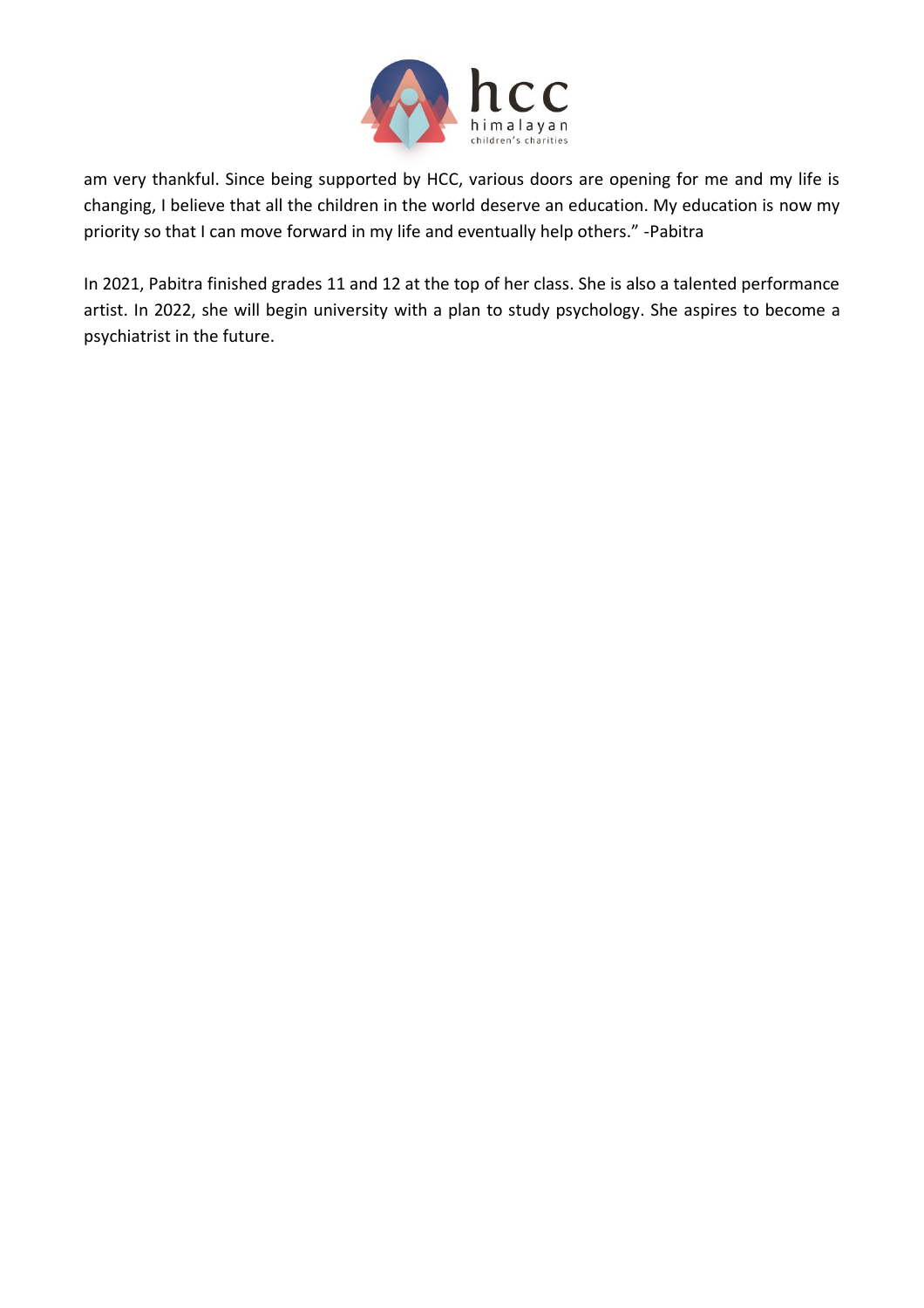am very thankful. Since being supported by HCC, various doors are opening for me and my life is changing, I believe that all the children in the world deserve an education. My education is now my priority so that I can move forward in my life and eventually help others." -Pabitra

In 2021, Pabitra finished grades 11 and 12 at the top of her class. She is also a talented performance artist. In 2022, she will begin university with a plan to study psychology. She aspires to become a psychiatrist in the future.